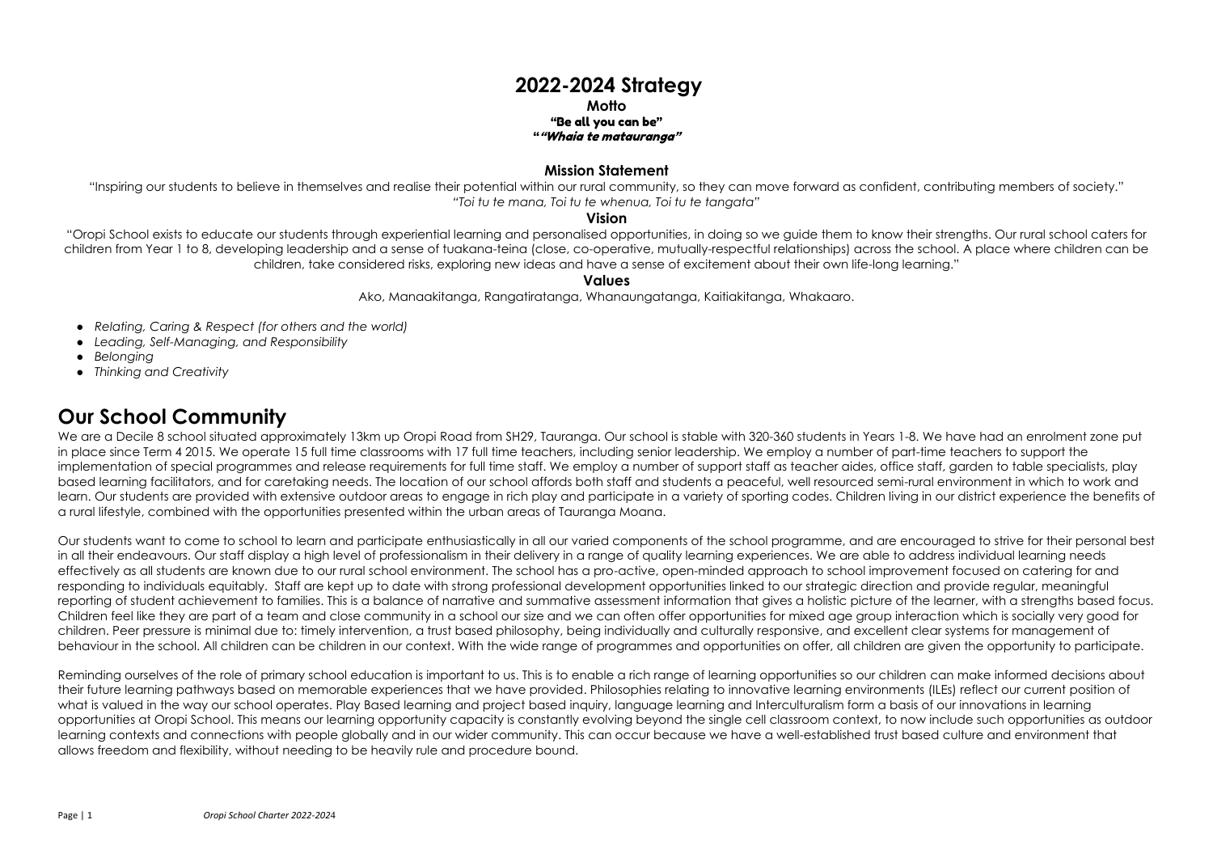# 2022-2024 Strategy

**Motto**

**"Be all you can be"**

***""Whaia te matauranga"***

### Mission Statement

"Inspiring our students to believe in themselves and realise their potential within our rural community, so they can move forward as confident, contributing members of society."

*"Toi tu te mana, Toi tu te whenua, Toi tu te tangata"*

### Vision

"Oropi School exists to educate our students through experiential learning and personalised opportunities, in doing so we guide them to know their strengths. Our rural school caters for children from Year 1 to 8, developing leadership and a sense of tuakana-teina (close, co-operative, mutually-respectful relationships) across the school. A place where children can be children, take considered risks, exploring new ideas and have a sense of excitement about their own life-long learning."

### Values

Ako, Manaakitanga, Rangatiratanga, Whanaungatanga, Kaitiakitanga, Whakaaro.

- *Relating, Caring & Respect (for others and the world)*
- *Leading, Self-Managing, and Responsibility*
- *Belonging*
- *Thinking and Creativity*

# Our School Community

We are a Decile 8 school situated approximately 13km up Oropi Road from SH29, Tauranga. Our school is stable with 320-360 students in Years 1-8. We have had an enrolment zone put in place since Term 4 2015. We operate 15 full time classrooms with 17 full time teachers, including senior leadership. We employ a number of part-time teachers to support the implementation of special programmes and release requirements for full time staff. We employ a number of support staff as teacher aides, office staff, garden to table specialists, play based learning facilitators, and for caretaking needs. The location of our school affords both staff and students a peaceful, well resourced semi-rural environment in which to work and learn. Our students are provided with extensive outdoor areas to engage in rich play and participate in a variety of sporting codes. Children living in our district experience the benefits of a rural lifestyle, combined with the opportunities presented within the urban areas of Tauranga Moana.

Our students want to come to school to learn and participate enthusiastically in all our varied components of the school programme, and are encouraged to strive for their personal best in all their endeavours. Our staff display a high level of professionalism in their delivery in a range of quality learning experiences. We are able to address individual learning needs effectively as all students are known due to our rural school environment. The school has a pro-active, open-minded approach to school improvement focused on catering for and responding to individuals equitably. Staff are kept up to date with strong professional development opportunities linked to our strategic direction and provide regular, meaningful reporting of student achievement to families. This is a balance of narrative and summative assessment information that gives a holistic picture of the learner, with a strengths based focus. Children feel like they are part of a team and close community in a school our size and we can often offer opportunities for mixed age group interaction which is socially very good for children. Peer pressure is minimal due to: timely intervention, a trust based philosophy, being individually and culturally responsive, and excellent clear systems for management of behaviour in the school. All children can be children in our context. With the wide range of programmes and opportunities on offer, all children are given the opportunity to participate.

Reminding ourselves of the role of primary school education is important to us. This is to enable a rich range of learning opportunities so our children can make informed decisions about their future learning pathways based on memorable experiences that we have provided. Philosophies relating to innovative learning environments (ILEs) reflect our current position of what is valued in the way our school operates. Play Based learning and project based inquiry, language learning and Interculturalism form a basis of our innovations in learning opportunities at Oropi School. This means our learning opportunity capacity is constantly evolving beyond the single cell classroom context, to now include such opportunities as outdoor learning contexts and connections with people globally and in our wider community. This can occur because we have a well-established trust based culture and environment that allows freedom and flexibility, without needing to be heavily rule and procedure bound.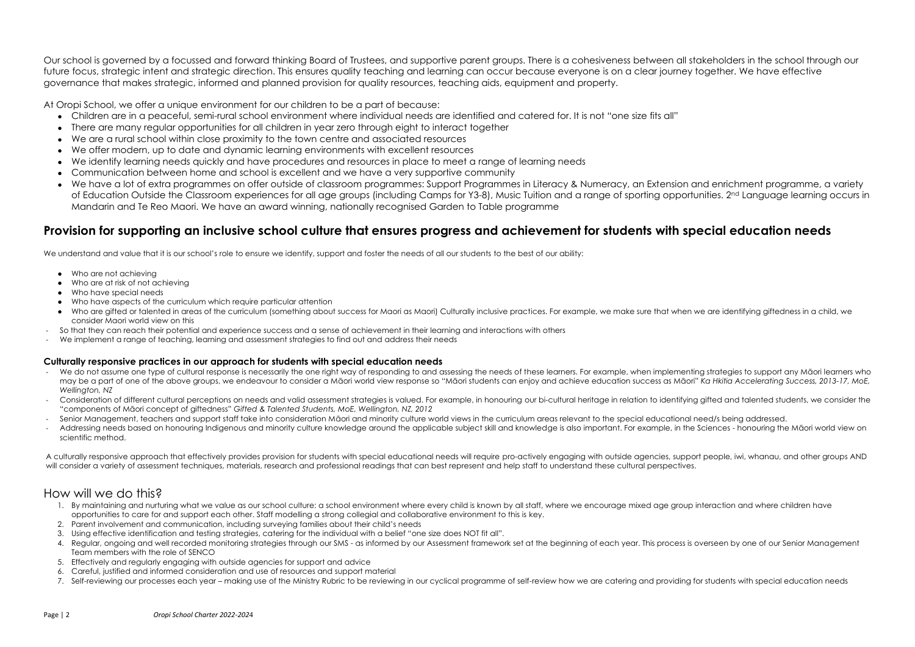Our school is governed by a focussed and forward thinking Board of Trustees, and supportive parent groups. There is a cohesiveness between all stakeholders in the school through our future focus, strategic intent and strategic direction. This ensures quality teaching and learning can occur because everyone is on a clear journey together. We have effective governance that makes strategic, informed and planned provision for quality resources, teaching aids, equipment and property.

At Oropi School, we offer a unique environment for our children to be a part of because:

- Children are in a peaceful, semi-rural school environment where individual needs are identified and catered for. It is not "one size fits all"
- There are many regular opportunities for all children in year zero through eight to interact together
- We are a rural school within close proximity to the town centre and associated resources
- We offer modern, up to date and dynamic learning environments with excellent resources
- We identify learning needs quickly and have procedures and resources in place to meet a range of learning needs
- Communication between home and school is excellent and we have a very supportive community
- We have a lot of extra programmes on offer outside of classroom programmes: Support Programmes in Literacy & Numeracy, an Extension and enrichment programme, a variety of Education Outside the Classroom experiences for all age groups (including Camps for Y3-8), Music Tuition and a range of sporting opportunities. 2nd Language learning occurs in Mandarin and Te Reo Maori. We have an award winning, nationally recognised Garden to Table programme

## Provision for supporting an inclusive school culture that ensures progress and achievement for students with special education needs

We understand and value that it is our school's role to ensure we identify, support and foster the needs of all our students to the best of our ability:

- Who are not achieving
- Who are at risk of not achieving
- Who have special needs
- Who have aspects of the curriculum which require particular attention
- Who are gifted or talented in areas of the curriculum (something about success for Maori as Maori) Culturally inclusive practices. For example, we make sure that when we are identifying giftedness in a child, we consider Maori world view on this

- So that they can reach their potential and experience success and a sense of achievement in their learning and interactions with others
- We implement a range of teaching, learning and assessment strategies to find out and address their needs

### Culturally responsive practices in our approach for students with special education needs

- We do not assume one type of cultural response is necessarily the one right way of responding to and assessing the needs of these learners. For example, when implementing strategies to support any Māori learners who may be a part of one of the above groups, we endeavour to consider a Māori world view response so "Māori students can enjoy and achieve education success as Māori" *Ka Hkitia Accelerating Success, 2013-17, MoE, Wellington, NZ*
- Consideration of different cultural perceptions on needs and valid assessment strategies is valued. For example, in honouring our bi-cultural heritage in relation to identifying gifted and talented students, we consider the "components of Māori concept of giftedness" *Gifted & Talented Students, MoE, Wellington, NZ, 2012*
- Senior Management, teachers and support staff take into consideration Māori and minority culture world views in the curriculum areas relevant to the special educational need/s being addressed.
- Addressing needs based on honouring Indigenous and minority culture knowledge around the applicable subject skill and knowledge is also important. For example, in the Sciences - honouring the Māori world view on scientific method.

A culturally responsive approach that effectively provides provision for students with special educational needs will require pro-actively engaging with outside agencies, support people, iwi, whanau, and other groups AND will consider a variety of assessment techniques, materials, research and professional readings that can best represent and help staff to understand these cultural perspectives.

## How will we do this?

1. By maintaining and nurturing what we value as our school culture: a school environment where every child is known by all staff, where we encourage mixed age group interaction and where children have opportunities to care for and support each other. Staff modelling a strong collegial and collaborative environment to this is key.
2. Parent involvement and communication, including surveying families about their child's needs
3. Using effective identification and testing strategies, catering for the individual with a belief "one size does NOT fit all".
4. Regular, ongoing and well recorded monitoring strategies through our SMS - as informed by our Assessment framework set at the beginning of each year. This process is overseen by one of our Senior Management Team members with the role of SENCO
5. Effectively and regularly engaging with outside agencies for support and advice
6. Careful, justified and informed consideration and use of resources and support material
7. Self-reviewing our processes each year – making use of the Ministry Rubric to be reviewing in our cyclical programme of self-review how we are catering and providing for students with special education needs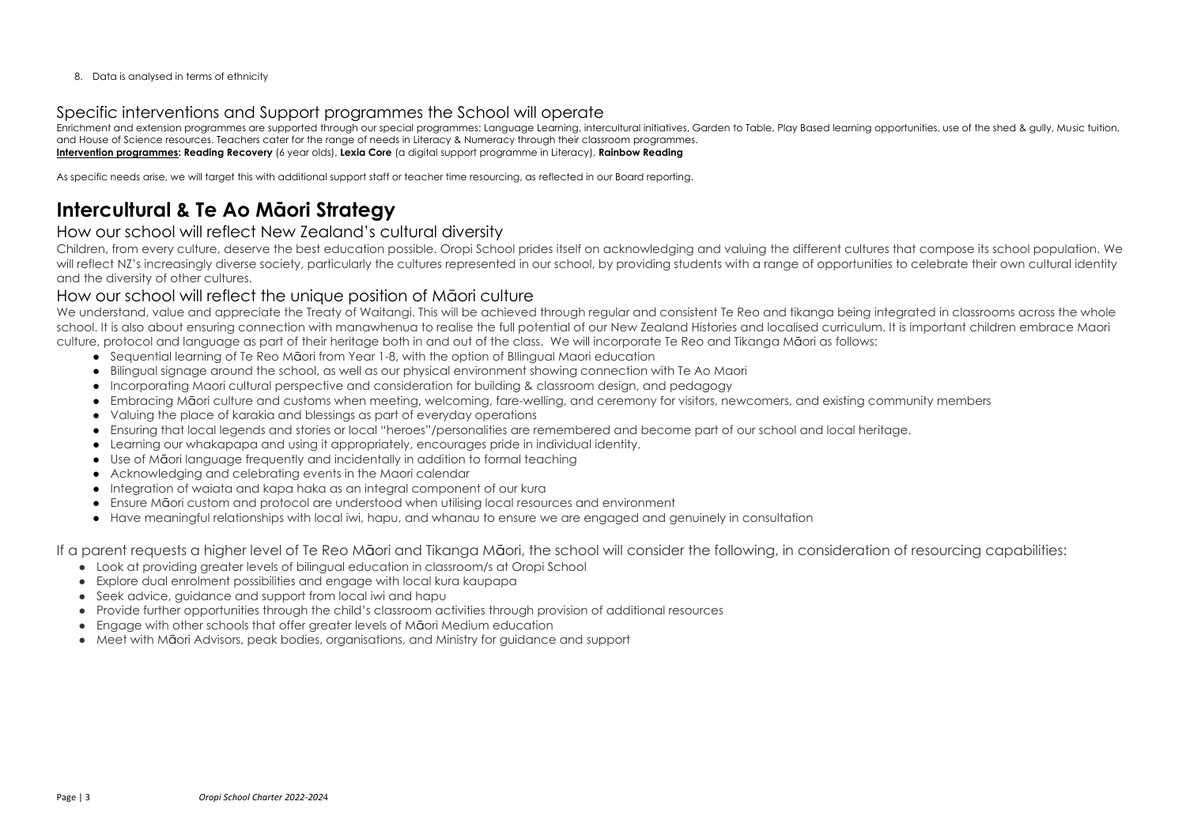8. Data is analysed in terms of ethnicity

## Specific interventions and Support programmes the School will operate

Enrichment and extension programmes are supported through our special programmes: Language Learning, intercultural initiatives, Garden to Table, Play Based learning opportunities, use of the shed & gully, Music tuition, and House of Science resources. Teachers cater for the range of needs in Literacy & Numeracy through their classroom programmes.
**Intervention programmes: Reading Recovery** (6 year olds), **Lexia Core** (a digital support programme in Literacy), **Rainbow Reading**

As specific needs arise, we will target this with additional support staff or teacher time resourcing, as reflected in our Board reporting.

# Intercultural & Te Ao Māori Strategy

## How our school will reflect New Zealand's cultural diversity

Children, from every culture, deserve the best education possible. Oropi School prides itself on acknowledging and valuing the different cultures that compose its school population. We will reflect NZ's increasingly diverse society, particularly the cultures represented in our school, by providing students with a range of opportunities to celebrate their own cultural identity and the diversity of other cultures.

## How our school will reflect the unique position of Māori culture

We understand, value and appreciate the Treaty of Waitangi. This will be achieved through regular and consistent Te Reo and tikanga being integrated in classrooms across the whole school. It is also about ensuring connection with manawhenua to realise the full potential of our New Zealand Histories and localised curriculum. It is important children embrace Maori culture, protocol and language as part of their heritage both in and out of the class. We will incorporate Te Reo and Tikanga Māori as follows:

- Sequential learning of Te Reo Māori from Year 1-8, with the option of BIlingual Maori education
- Bilingual signage around the school, as well as our physical environment showing connection with Te Ao Maori
- Incorporating Maori cultural perspective and consideration for building & classroom design, and pedagogy
- Embracing Māori culture and customs when meeting, welcoming, fare-welling, and ceremony for visitors, newcomers, and existing community members
- Valuing the place of karakia and blessings as part of everyday operations
- Ensuring that local legends and stories or local "heroes"/personalities are remembered and become part of our school and local heritage.
- Learning our whakapapa and using it appropriately, encourages pride in individual identity.
- Use of Māori language frequently and incidentally in addition to formal teaching
- Acknowledging and celebrating events in the Maori calendar
- Integration of waiata and kapa haka as an integral component of our kura
- Ensure Māori custom and protocol are understood when utilising local resources and environment
- Have meaningful relationships with local iwi, hapu, and whanau to ensure we are engaged and genuinely in consultation

If a parent requests a higher level of Te Reo Māori and Tikanga Māori, the school will consider the following, in consideration of resourcing capabilities:

- Look at providing greater levels of bilingual education in classroom/s at Oropi School
- Explore dual enrolment possibilities and engage with local kura kaupapa
- Seek advice, guidance and support from local iwi and hapu
- Provide further opportunities through the child's classroom activities through provision of additional resources
- Engage with other schools that offer greater levels of Māori Medium education
- Meet with Māori Advisors, peak bodies, organisations, and Ministry for guidance and support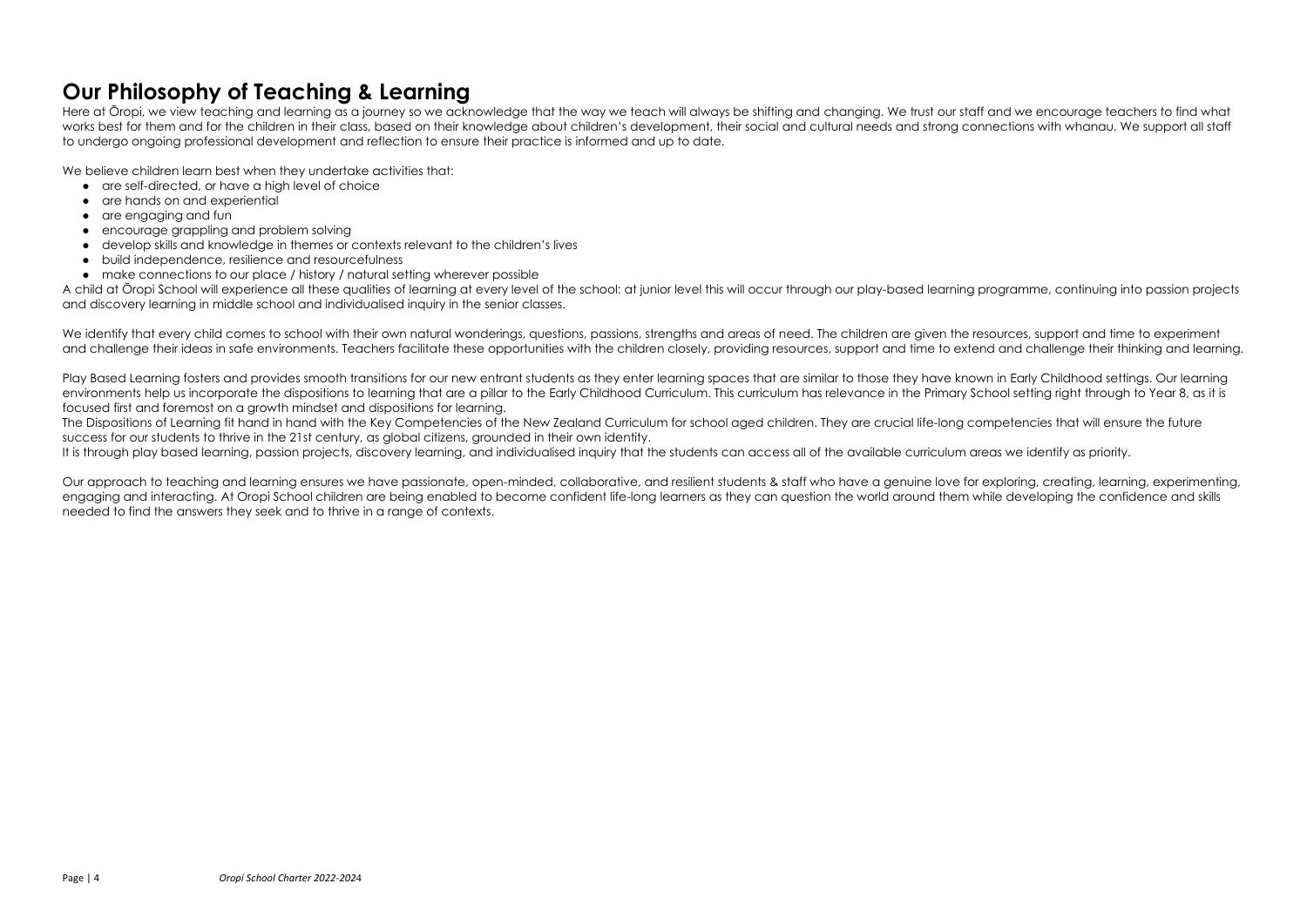# Our Philosophy of Teaching & Learning

Here at Ōropi, we view teaching and learning as a journey so we acknowledge that the way we teach will always be shifting and changing. We trust our staff and we encourage teachers to find what works best for them and for the children in their class, based on their knowledge about children's development, their social and cultural needs and strong connections with whanau. We support all staff to undergo ongoing professional development and reflection to ensure their practice is informed and up to date.

We believe children learn best when they undertake activities that:

- are self-directed, or have a high level of choice
- are hands on and experiential
- are engaging and fun
- encourage grappling and problem solving
- develop skills and knowledge in themes or contexts relevant to the children's lives
- build independence, resilience and resourcefulness
- make connections to our place / history / natural setting wherever possible

A child at Ōropi School will experience all these qualities of learning at every level of the school: at junior level this will occur through our play-based learning programme, continuing into passion projects and discovery learning in middle school and individualised inquiry in the senior classes.

We identify that every child comes to school with their own natural wonderings, questions, passions, strengths and areas of need. The children are given the resources, support and time to experiment and challenge their ideas in safe environments. Teachers facilitate these opportunities with the children closely, providing resources, support and time to extend and challenge their thinking and learning.

Play Based Learning fosters and provides smooth transitions for our new entrant students as they enter learning spaces that are similar to those they have known in Early Childhood settings. Our learning environments help us incorporate the dispositions to learning that are a pillar to the Early Childhood Curriculum. This curriculum has relevance in the Primary School setting right through to Year 8, as it is focused first and foremost on a growth mindset and dispositions for learning.

The Dispositions of Learning fit hand in hand with the Key Competencies of the New Zealand Curriculum for school aged children. They are crucial life-long competencies that will ensure the future success for our students to thrive in the 21st century, as global citizens, grounded in their own identity.

It is through play based learning, passion projects, discovery learning, and individualised inquiry that the students can access all of the available curriculum areas we identify as priority.

Our approach to teaching and learning ensures we have passionate, open-minded, collaborative, and resilient students & staff who have a genuine love for exploring, creating, learning, experimenting, engaging and interacting. At Oropi School children are being enabled to become confident life-long learners as they can question the world around them while developing the confidence and skills needed to find the answers they seek and to thrive in a range of contexts.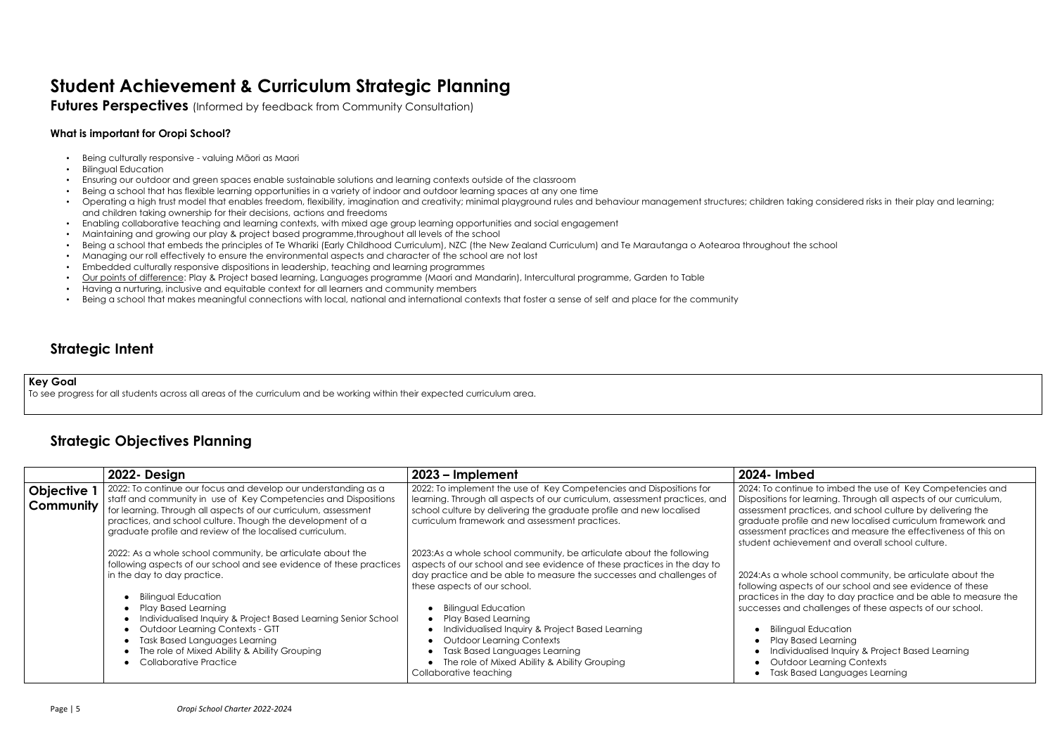# Student Achievement & Curriculum Strategic Planning

**Futures Perspectives** (Informed by feedback from Community Consultation)

### What is important for Oropi School?

- Being culturally responsive - valuing Māori as Maori
- Bilingual Education
- Ensuring our outdoor and green spaces enable sustainable solutions and learning contexts outside of the classroom
- Being a school that has flexible learning opportunities in a variety of indoor and outdoor learning spaces at any one time
- Operating a high trust model that enables freedom, flexibility, imagination and creativity; minimal playground rules and behaviour management structures; children taking considered risks in their play and learning; and children taking ownership for their decisions, actions and freedoms
- Enabling collaborative teaching and learning contexts, with mixed age group learning opportunities and social engagement
- Maintaining and growing our play & project based programme,throughout all levels of the school
- Being a school that embeds the principles of Te Whariki (Early Childhood Curriculum), NZC (the New Zealand Curriculum) and Te Marautanga o Aotearoa throughout the school
- Managing our roll effectively to ensure the environmental aspects and character of the school are not lost
- Embedded culturally responsive dispositions in leadership, teaching and learning programmes
- Our points of difference: Play & Project based learning, Languages programme (Maori and Mandarin), Intercultural programme, Garden to Table
- Having a nurturing, inclusive and equitable context for all learners and community members
- Being a school that makes meaningful connections with local, national and international contexts that foster a sense of self and place for the community

## Strategic Intent

**Key Goal**

To see progress for all students across all areas of the curriculum and be working within their expected curriculum area.

## Strategic Objectives Planning

| | 2022- Design | 2023 – Implement | 2024- Imbed |
|---|---|---|---|
| **Objective 1 Community** | 2022: To continue our focus and develop our understanding as a staff and community in use of Key Competencies and Dispositions for learning. Through all aspects of our curriculum, assessment practices, and school culture. Though the development of a graduate profile and review of the localised curriculum.<br><br>2022: As a whole school community, be articulate about the following aspects of our school and see evidence of these practices in the day to day practice.<br><br>• Bilingual Education<br>• Play Based Learning<br>• Individualised Inquiry & Project Based Learning Senior School<br>• Outdoor Learning Contexts - GTT<br>• Task Based Languages Learning<br>• The role of Mixed Ability & Ability Grouping<br>• Collaborative Practice | 2022: To implement the use of Key Competencies and Dispositions for learning. Through all aspects of our curriculum, assessment practices, and school culture by delivering the graduate profile and new localised curriculum framework and assessment practices.<br><br>2023:As a whole school community, be articulate about the following aspects of our school and see evidence of these practices in the day to day practice and be able to measure the successes and challenges of these aspects of our school.<br><br>• Bilingual Education<br>• Play Based Learning<br>• Individualised Inquiry & Project Based Learning<br>• Outdoor Learning Contexts<br>• Task Based Languages Learning<br>• The role of Mixed Ability & Ability Grouping<br>Collaborative teaching | 2024: To continue to imbed the use of Key Competencies and Dispositions for learning. Through all aspects of our curriculum, assessment practices, and school culture by delivering the graduate profile and new localised curriculum framework and assessment practices and measure the effectiveness of this on student achievement and overall school culture.<br><br>2024:As a whole school community, be articulate about the following aspects of our school and see evidence of these practices in the day to day practice and be able to measure the successes and challenges of these aspects of our school.<br><br>• Bilingual Education<br>• Play Based Learning<br>• Individualised Inquiry & Project Based Learning<br>• Outdoor Learning Contexts<br>• Task Based Languages Learning |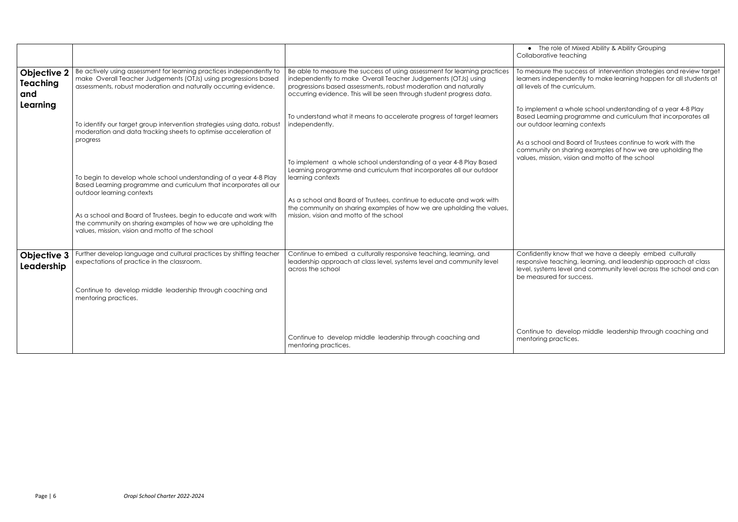| | | | |
|---|---|---|---|
| | | | • The role of Mixed Ability & Ability Grouping<br>Collaborative teaching |
| **Objective 2 Teaching and Learning** | Be actively using assessment for learning practices independently to make Overall Teacher Judgements (OTJs) using progressions based assessments, robust moderation and naturally occurring evidence.<br><br>To identify our target group intervention strategies using data, robust moderation and data tracking sheets to optimise acceleration of progress<br><br>To begin to develop whole school understanding of a year 4-8 Play Based Learning programme and curriculum that incorporates all our outdoor learning contexts<br><br>As a school and Board of Trustees, begin to educate and work with the community on sharing examples of how we are upholding the values, mission, vision and motto of the school | Be able to measure the success of using assessment for learning practices independently to make Overall Teacher Judgements (OTJs) using progressions based assessments, robust moderation and naturally occurring evidence. This will be seen through student progress data.<br><br>To understand what it means to accelerate progress of target learners independently.<br><br>To implement a whole school understanding of a year 4-8 Play Based Learning programme and curriculum that incorporates all our outdoor learning contexts<br><br>As a school and Board of Trustees, continue to educate and work with the community on sharing examples of how we are upholding the values, mission, vision and motto of the school | To measure the success of intervention strategies and review target learners independently to make learning happen for all students at all levels of the curriculum.<br><br>To implement a whole school understanding of a year 4-8 Play Based Learning programme and curriculum that incorporates all our outdoor learning contexts<br><br>As a school and Board of Trustees continue to work with the community on sharing examples of how we are upholding the values, mission, vision and motto of the school |
| **Objective 3 Leadership** | Further develop language and cultural practices by shifting teacher expectations of practice in the classroom.<br><br>Continue to develop middle leadership through coaching and mentoring practices. | Continue to embed a culturally responsive teaching, learning, and leadership approach at class level, systems level and community level across the school<br><br>Continue to develop middle leadership through coaching and mentoring practices. | Confidently know that we have a deeply embed culturally responsive teaching, learning, and leadership approach at class level, systems level and community level across the school and can be measured for success.<br><br>Continue to develop middle leadership through coaching and mentoring practices. |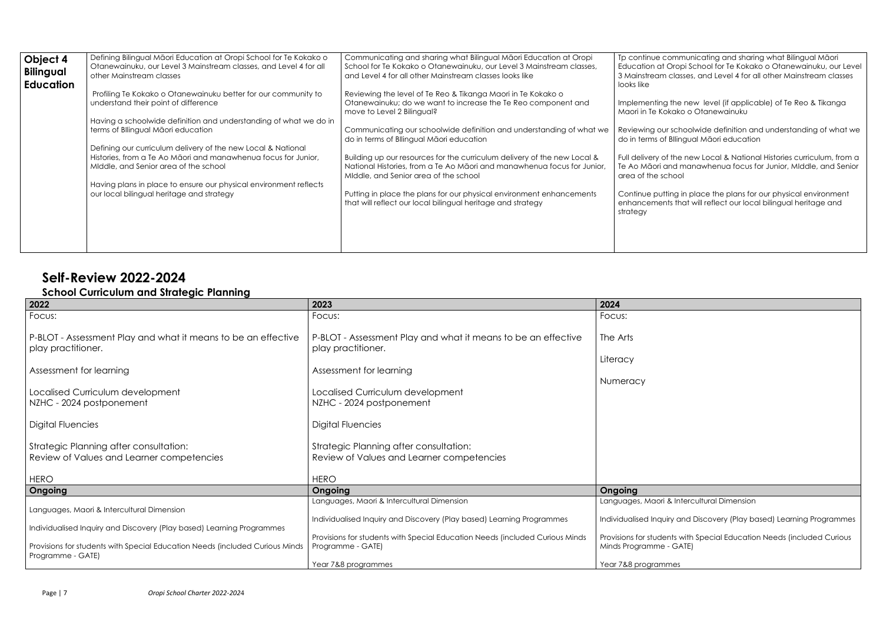| **Object 4 Bilingual Education** | Defining Bilingual Māori Education at Oropi School for Te Kokako o Otanewainuku, our Level 3 Mainstream classes, and Level 4 for all other Mainstream classes<br><br>Profiling Te Kokako o Otanewainuku better for our community to understand their point of difference<br><br>Having a schoolwide definition and understanding of what we do in terms of BIlingual Māori education<br><br>Defining our curriculum delivery of the new Local & National Histories, from a Te Ao Māori and manawhenua focus for Junior, MIddle, and Senior area of the school<br><br>Having plans in place to ensure our physical environment reflects our local bilingual heritage and strategy | Communicating and sharing what Bilingual Māori Education at Oropi School for Te Kokako o Otanewainuku, our Level 3 Mainstream classes, and Level 4 for all other Mainstream classes looks like<br><br>Reviewing the level of Te Reo & Tikanga Maori in Te Kokako o Otanewainuku; do we want to increase the Te Reo component and move to Level 2 Bilingual?<br><br>Communicating our schoolwide definition and understanding of what we do in terms of BIlingual Māori education<br><br>Building up our resources for the curriculum delivery of the new Local & National Histories, from a Te Ao Māori and manawhenua focus for Junior, MIddle, and Senior area of the school<br><br>Putting in place the plans for our physical environment enhancements that will reflect our local bilingual heritage and strategy | Tp continue communicating and sharing what Bilingual Māori Education at Oropi School for Te Kokako o Otanewainuku, our Level 3 Mainstream classes, and Level 4 for all other Mainstream classes looks like<br><br>Implementing the new level (if applicable) of Te Reo & Tikanga Maori in Te Kokako o Otanewainuku<br><br>Reviewing our schoolwide definition and understanding of what we do in terms of BIlingual Māori education<br><br>Full delivery of the new Local & National Histories curriculum, from a Te Ao Māori and manawhenua focus for Junior, MIddle, and Senior area of the school<br><br>Continue putting in place the plans for our physical environment enhancements that will reflect our local bilingual heritage and strategy |
|---|---|---|---|

## Self-Review 2022-2024

### School Curriculum and Strategic Planning

| 2022 | 2023 | 2024 |
|---|---|---|
| Focus:<br><br>P-BLOT - Assessment Play and what it means to be an effective play practitioner.<br><br>Assessment for learning<br><br>Localised Curriculum development<br>NZHC - 2024 postponement<br><br>Digital Fluencies<br><br>Strategic Planning after consultation:<br>Review of Values and Learner competencies<br><br>HERO | Focus:<br><br>P-BLOT - Assessment Play and what it means to be an effective play practitioner.<br><br>Assessment for learning<br><br>Localised Curriculum development<br>NZHC - 2024 postponement<br><br>Digital Fluencies<br><br>Strategic Planning after consultation:<br>Review of Values and Learner competencies<br><br>HERO | Focus:<br><br>The Arts<br><br>Literacy<br><br>Numeracy |
| **Ongoing** | **Ongoing** | **Ongoing** |
| Languages, Maori & Intercultural Dimension<br><br>Individualised Inquiry and Discovery (Play based) Learning Programmes<br><br>Provisions for students with Special Education Needs (included Curious Minds Programme - GATE) | Languages, Maori & Intercultural Dimension<br><br>Individualised Inquiry and Discovery (Play based) Learning Programmes<br><br>Provisions for students with Special Education Needs (included Curious Minds Programme - GATE)<br><br>Year 7&8 programmes | Languages, Maori & Intercultural Dimension<br><br>Individualised Inquiry and Discovery (Play based) Learning Programmes<br><br>Provisions for students with Special Education Needs (included Curious Minds Programme - GATE)<br><br>Year 7&8 programmes |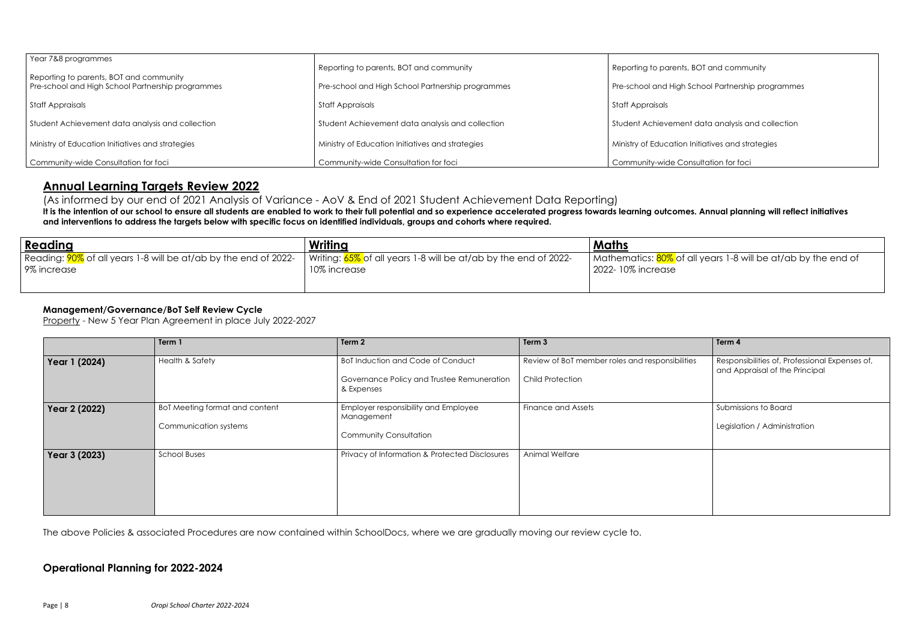| | | |
|---|---|---|
| Year 7&8 programmes<br><br>Reporting to parents, BOT and community<br>Pre-school and High School Partnership programmes | Reporting to parents, BOT and community<br><br>Pre-school and High School Partnership programmes | Reporting to parents, BOT and community<br><br>Pre-school and High School Partnership programmes |
| Staff Appraisals | Staff Appraisals | Staff Appraisals |
| Student Achievement data analysis and collection | Student Achievement data analysis and collection | Student Achievement data analysis and collection |
| Ministry of Education Initiatives and strategies | Ministry of Education Initiatives and strategies | Ministry of Education Initiatives and strategies |
| Community-wide Consultation for foci | Community-wide Consultation for foci | Community-wide Consultation for foci |

## Annual Learning Targets Review 2022

(As informed by our end of 2021 Analysis of Variance - AoV & End of 2021 Student Achievement Data Reporting)

**It is the intention of our school to ensure all students are enabled to work to their full potential and so experience accelerated progress towards learning outcomes. Annual planning will reflect initiatives and interventions to address the targets below with specific focus on identified individuals, groups and cohorts where required.**

| Reading | Writing | Maths |
|---|---|---|
| Reading: 90% of all years 1-8 will be at/ab by the end of 2022- 9% increase | Writing: 65% of all years 1-8 will be at/ab by the end of 2022- 10% increase | Mathematics: 80% of all years 1-8 will be at/ab by the end of 2022- 10% increase |

### Management/Governance/BoT Self Review Cycle

Property - New 5 Year Plan Agreement in place July 2022-2027

| | Term 1 | Term 2 | Term 3 | Term 4 |
|---|---|---|---|---|
| **Year 1 (2024)** | Health & Safety | BoT Induction and Code of Conduct<br><br>Governance Policy and Trustee Remuneration & Expenses | Review of BoT member roles and responsibilities<br><br>Child Protection | Responsibilities of, Professional Expenses of, and Appraisal of the Principal |
| **Year 2 (2022)** | BoT Meeting format and content<br><br>Communication systems | Employer responsibility and Employee Management<br><br>Community Consultation | Finance and Assets | Submissions to Board<br><br>Legislation / Administration |
| **Year 3 (2023)** | School Buses | Privacy of Information & Protected Disclosures | Animal Welfare | |

The above Policies & associated Procedures are now contained within SchoolDocs, where we are gradually moving our review cycle to.

### Operational Planning for 2022-2024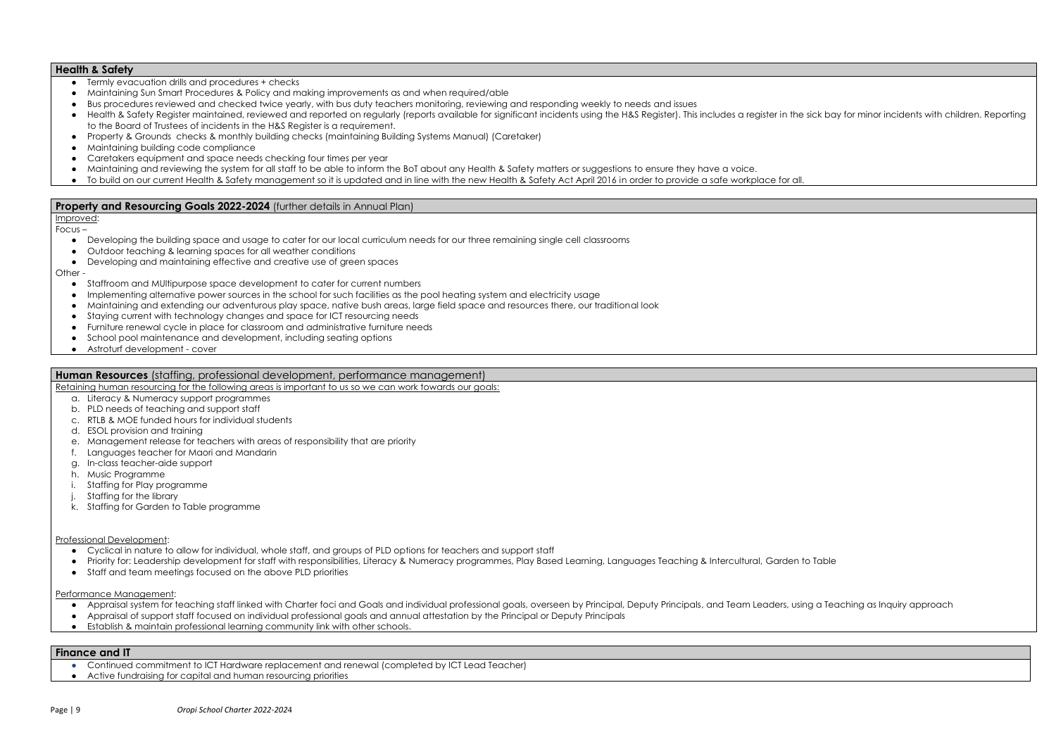## Health & Safety

- Termly evacuation drills and procedures + checks
- Maintaining Sun Smart Procedures & Policy and making improvements as and when required/able
- Bus procedures reviewed and checked twice yearly, with bus duty teachers monitoring, reviewing and responding weekly to needs and issues
- Health & Safety Register maintained, reviewed and reported on regularly (reports available for significant incidents using the H&S Register). This includes a register in the sick bay for minor incidents with children. Reporting to the Board of Trustees of incidents in the H&S Register is a requirement.
- Property & Grounds checks & monthly building checks (maintaining Building Systems Manual) (Caretaker)
- Maintaining building code compliance
- Caretakers equipment and space needs checking four times per year
- Maintaining and reviewing the system for all staff to be able to inform the BoT about any Health & Safety matters or suggestions to ensure they have a voice.
- To build on our current Health & Safety management so it is updated and in line with the new Health & Safety Act April 2016 in order to provide a safe workplace for all.

## Property and Resourcing Goals 2022-2024 (further details in Annual Plan)

Improved:

Focus –

- Developing the building space and usage to cater for our local curriculum needs for our three remaining single cell classrooms
- Outdoor teaching & learning spaces for all weather conditions
- Developing and maintaining effective and creative use of green spaces

Other -

- Staffroom and MUltipurpose space development to cater for current numbers
- Implementing alternative power sources in the school for such facilities as the pool heating system and electricity usage
- Maintaining and extending our adventurous play space, native bush areas, large field space and resources there, our traditional look
- Staying current with technology changes and space for ICT resourcing needs
- Furniture renewal cycle in place for classroom and administrative furniture needs
- School pool maintenance and development, including seating options
- Astroturf development - cover

## Human Resources (staffing, professional development, performance management)

Retaining human resourcing for the following areas is important to us so we can work towards our goals:

a. Literacy & Numeracy support programmes
b. PLD needs of teaching and support staff
c. RTLB & MOE funded hours for individual students
d. ESOL provision and training
e. Management release for teachers with areas of responsibility that are priority
f. Languages teacher for Maori and Mandarin
g. In-class teacher-aide support
h. Music Programme
i. Staffing for Play programme
j. Staffing for the library
k. Staffing for Garden to Table programme

Professional Development:

- Cyclical in nature to allow for individual, whole staff, and groups of PLD options for teachers and support staff
- Priority for: Leadership development for staff with responsibilities, Literacy & Numeracy programmes, Play Based Learning, Languages Teaching & Intercultural, Garden to Table
- Staff and team meetings focused on the above PLD priorities

Performance Management:

- Appraisal system for teaching staff linked with Charter foci and Goals and individual professional goals, overseen by Principal, Deputy Principals, and Team Leaders, using a Teaching as Inquiry approach
- Appraisal of support staff focused on individual professional goals and annual attestation by the Principal or Deputy Principals
- Establish & maintain professional learning community link with other schools.

## Finance and IT

- Continued commitment to ICT Hardware replacement and renewal (completed by ICT Lead Teacher)
- Active fundraising for capital and human resourcing priorities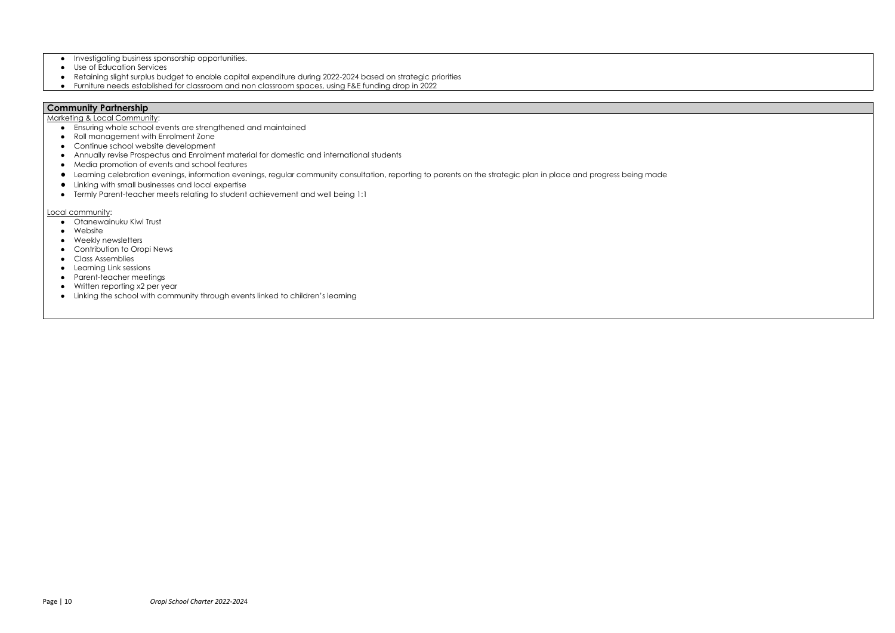- Investigating business sponsorship opportunities.
- Use of Education Services
- Retaining slight surplus budget to enable capital expenditure during 2022-2024 based on strategic priorities
- Furniture needs established for classroom and non classroom spaces, using F&E funding drop in 2022

## Community Partnership

Marketing & Local Community:

- Ensuring whole school events are strengthened and maintained
- Roll management with Enrolment Zone
- Continue school website development
- Annually revise Prospectus and Enrolment material for domestic and international students
- Media promotion of events and school features
- Learning celebration evenings, information evenings, regular community consultation, reporting to parents on the strategic plan in place and progress being made
- Linking with small businesses and local expertise
- Termly Parent-teacher meets relating to student achievement and well being 1:1

Local community:

- Otanewainuku Kiwi Trust
- Website
- Weekly newsletters
- Contribution to Oropi News
- Class Assemblies
- Learning Link sessions
- Parent-teacher meetings
- Written reporting x2 per year
- Linking the school with community through events linked to children's learning